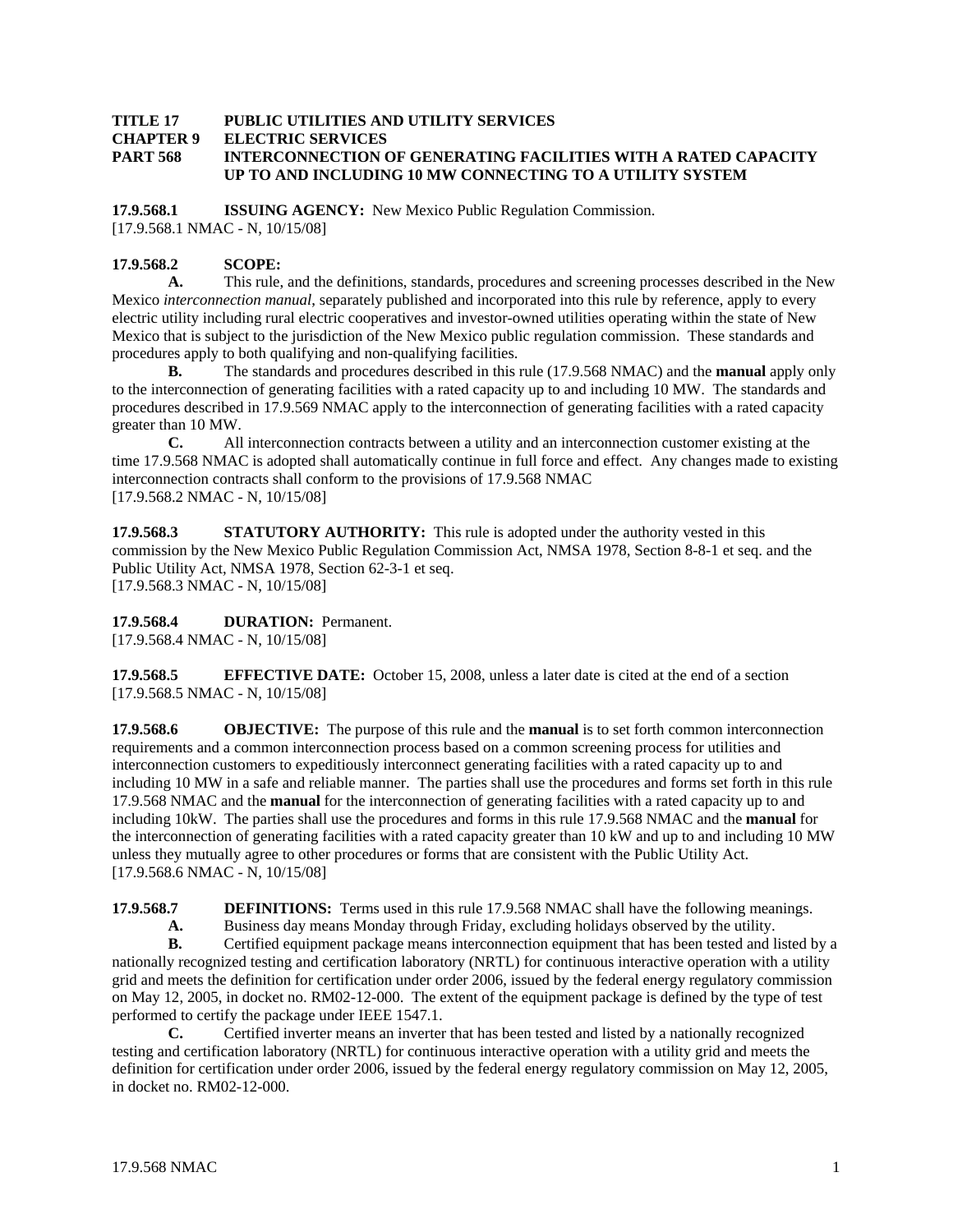**TITLE 17 PUBLIC UTILITIES AND UTILITY SERVICES**
**CHAPTER 9 ELECTRIC SERVICES**
**PART 568 INTERCONNECTION OF GENERATING FACILITIES WITH A RATED CAPACITY UP TO AND INCLUDING 10 MW CONNECTING TO A UTILITY SYSTEM**

**17.9.568.1 ISSUING AGENCY:** New Mexico Public Regulation Commission.
[17.9.568.1 NMAC - N, 10/15/08]

**17.9.568.2 SCOPE:**

**A.** This rule, and the definitions, standards, procedures and screening processes described in the New Mexico *interconnection manual*, separately published and incorporated into this rule by reference, apply to every electric utility including rural electric cooperatives and investor-owned utilities operating within the state of New Mexico that is subject to the jurisdiction of the New Mexico public regulation commission. These standards and procedures apply to both qualifying and non-qualifying facilities.

**B.** The standards and procedures described in this rule (17.9.568 NMAC) and the **manual** apply only to the interconnection of generating facilities with a rated capacity up to and including 10 MW. The standards and procedures described in 17.9.569 NMAC apply to the interconnection of generating facilities with a rated capacity greater than 10 MW.

**C.** All interconnection contracts between a utility and an interconnection customer existing at the time 17.9.568 NMAC is adopted shall automatically continue in full force and effect. Any changes made to existing interconnection contracts shall conform to the provisions of 17.9.568 NMAC
[17.9.568.2 NMAC - N, 10/15/08]

**17.9.568.3 STATUTORY AUTHORITY:** This rule is adopted under the authority vested in this commission by the New Mexico Public Regulation Commission Act, NMSA 1978, Section 8-8-1 et seq. and the Public Utility Act, NMSA 1978, Section 62-3-1 et seq.
[17.9.568.3 NMAC - N, 10/15/08]

**17.9.568.4 DURATION:** Permanent.
[17.9.568.4 NMAC - N, 10/15/08]

**17.9.568.5 EFFECTIVE DATE:** October 15, 2008, unless a later date is cited at the end of a section
[17.9.568.5 NMAC - N, 10/15/08]

**17.9.568.6 OBJECTIVE:** The purpose of this rule and the **manual** is to set forth common interconnection requirements and a common interconnection process based on a common screening process for utilities and interconnection customers to expeditiously interconnect generating facilities with a rated capacity up to and including 10 MW in a safe and reliable manner. The parties shall use the procedures and forms set forth in this rule 17.9.568 NMAC and the **manual** for the interconnection of generating facilities with a rated capacity up to and including 10kW. The parties shall use the procedures and forms in this rule 17.9.568 NMAC and the **manual** for the interconnection of generating facilities with a rated capacity greater than 10 kW and up to and including 10 MW unless they mutually agree to other procedures or forms that are consistent with the Public Utility Act.
[17.9.568.6 NMAC - N, 10/15/08]

**17.9.568.7 DEFINITIONS:** Terms used in this rule 17.9.568 NMAC shall have the following meanings.

**A.** Business day means Monday through Friday, excluding holidays observed by the utility.

**B.** Certified equipment package means interconnection equipment that has been tested and listed by a nationally recognized testing and certification laboratory (NRTL) for continuous interactive operation with a utility grid and meets the definition for certification under order 2006, issued by the federal energy regulatory commission on May 12, 2005, in docket no. RM02-12-000. The extent of the equipment package is defined by the type of test performed to certify the package under IEEE 1547.1.

**C.** Certified inverter means an inverter that has been tested and listed by a nationally recognized testing and certification laboratory (NRTL) for continuous interactive operation with a utility grid and meets the definition for certification under order 2006, issued by the federal energy regulatory commission on May 12, 2005, in docket no. RM02-12-000.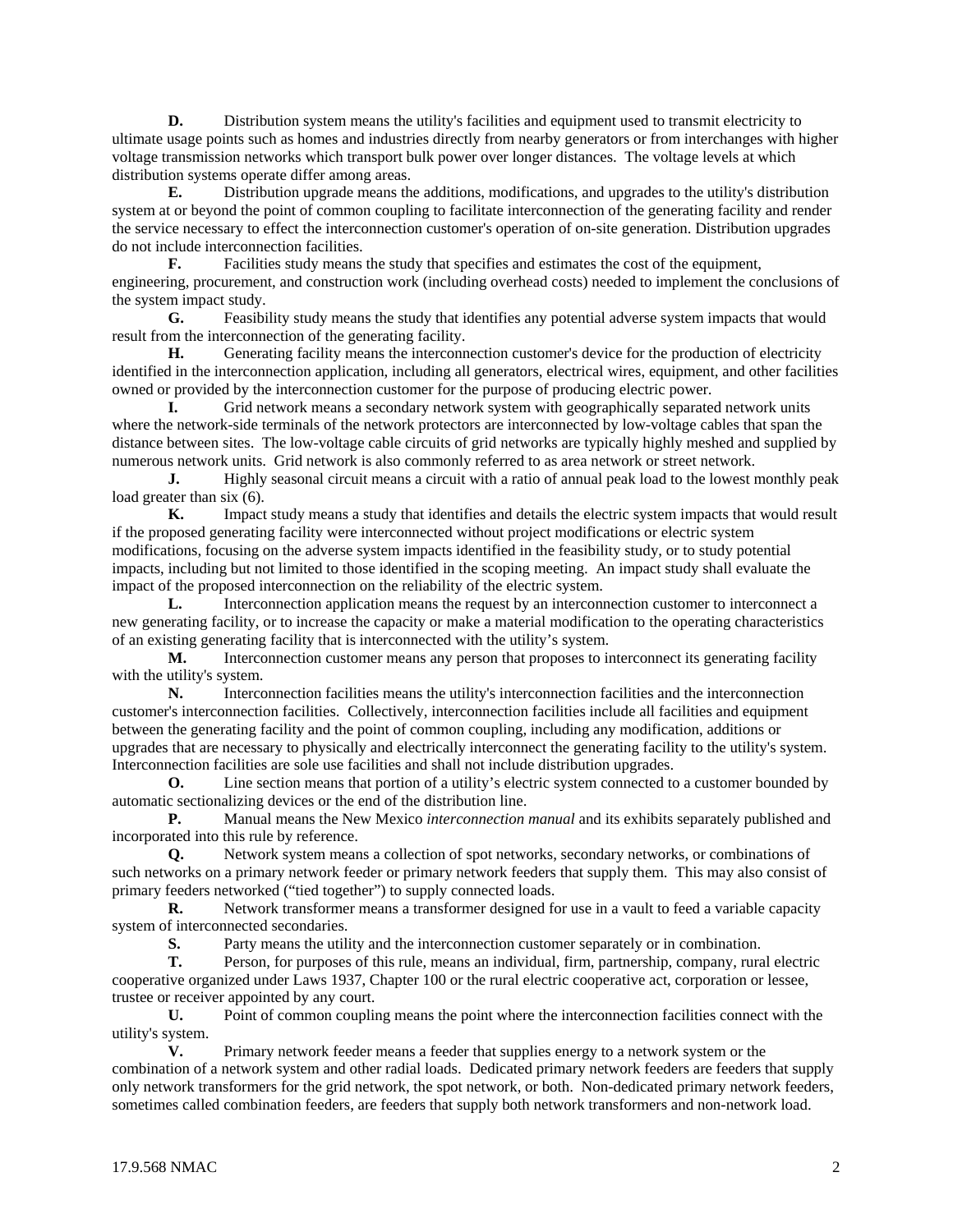**D.** Distribution system means the utility's facilities and equipment used to transmit electricity to ultimate usage points such as homes and industries directly from nearby generators or from interchanges with higher voltage transmission networks which transport bulk power over longer distances. The voltage levels at which distribution systems operate differ among areas.

**E.** Distribution upgrade means the additions, modifications, and upgrades to the utility's distribution system at or beyond the point of common coupling to facilitate interconnection of the generating facility and render the service necessary to effect the interconnection customer's operation of on-site generation. Distribution upgrades do not include interconnection facilities.

**F.** Facilities study means the study that specifies and estimates the cost of the equipment, engineering, procurement, and construction work (including overhead costs) needed to implement the conclusions of the system impact study.

**G.** Feasibility study means the study that identifies any potential adverse system impacts that would result from the interconnection of the generating facility.

**H.** Generating facility means the interconnection customer's device for the production of electricity identified in the interconnection application, including all generators, electrical wires, equipment, and other facilities owned or provided by the interconnection customer for the purpose of producing electric power.

**I.** Grid network means a secondary network system with geographically separated network units where the network-side terminals of the network protectors are interconnected by low-voltage cables that span the distance between sites. The low-voltage cable circuits of grid networks are typically highly meshed and supplied by numerous network units. Grid network is also commonly referred to as area network or street network.

**J.** Highly seasonal circuit means a circuit with a ratio of annual peak load to the lowest monthly peak load greater than six (6).

**K.** Impact study means a study that identifies and details the electric system impacts that would result if the proposed generating facility were interconnected without project modifications or electric system modifications, focusing on the adverse system impacts identified in the feasibility study, or to study potential impacts, including but not limited to those identified in the scoping meeting. An impact study shall evaluate the impact of the proposed interconnection on the reliability of the electric system.

**L.** Interconnection application means the request by an interconnection customer to interconnect a new generating facility, or to increase the capacity or make a material modification to the operating characteristics of an existing generating facility that is interconnected with the utility's system.

**M.** Interconnection customer means any person that proposes to interconnect its generating facility with the utility's system.

**N.** Interconnection facilities means the utility's interconnection facilities and the interconnection customer's interconnection facilities. Collectively, interconnection facilities include all facilities and equipment between the generating facility and the point of common coupling, including any modification, additions or upgrades that are necessary to physically and electrically interconnect the generating facility to the utility's system. Interconnection facilities are sole use facilities and shall not include distribution upgrades.

**O.** Line section means that portion of a utility's electric system connected to a customer bounded by automatic sectionalizing devices or the end of the distribution line.

**P.** Manual means the New Mexico *interconnection manual* and its exhibits separately published and incorporated into this rule by reference.

**Q.** Network system means a collection of spot networks, secondary networks, or combinations of such networks on a primary network feeder or primary network feeders that supply them. This may also consist of primary feeders networked ("tied together") to supply connected loads.

**R.** Network transformer means a transformer designed for use in a vault to feed a variable capacity system of interconnected secondaries.

**S.** Party means the utility and the interconnection customer separately or in combination.

**T.** Person, for purposes of this rule, means an individual, firm, partnership, company, rural electric cooperative organized under Laws 1937, Chapter 100 or the rural electric cooperative act, corporation or lessee, trustee or receiver appointed by any court.

**U.** Point of common coupling means the point where the interconnection facilities connect with the utility's system.

**V.** Primary network feeder means a feeder that supplies energy to a network system or the combination of a network system and other radial loads. Dedicated primary network feeders are feeders that supply only network transformers for the grid network, the spot network, or both. Non-dedicated primary network feeders, sometimes called combination feeders, are feeders that supply both network transformers and non-network load.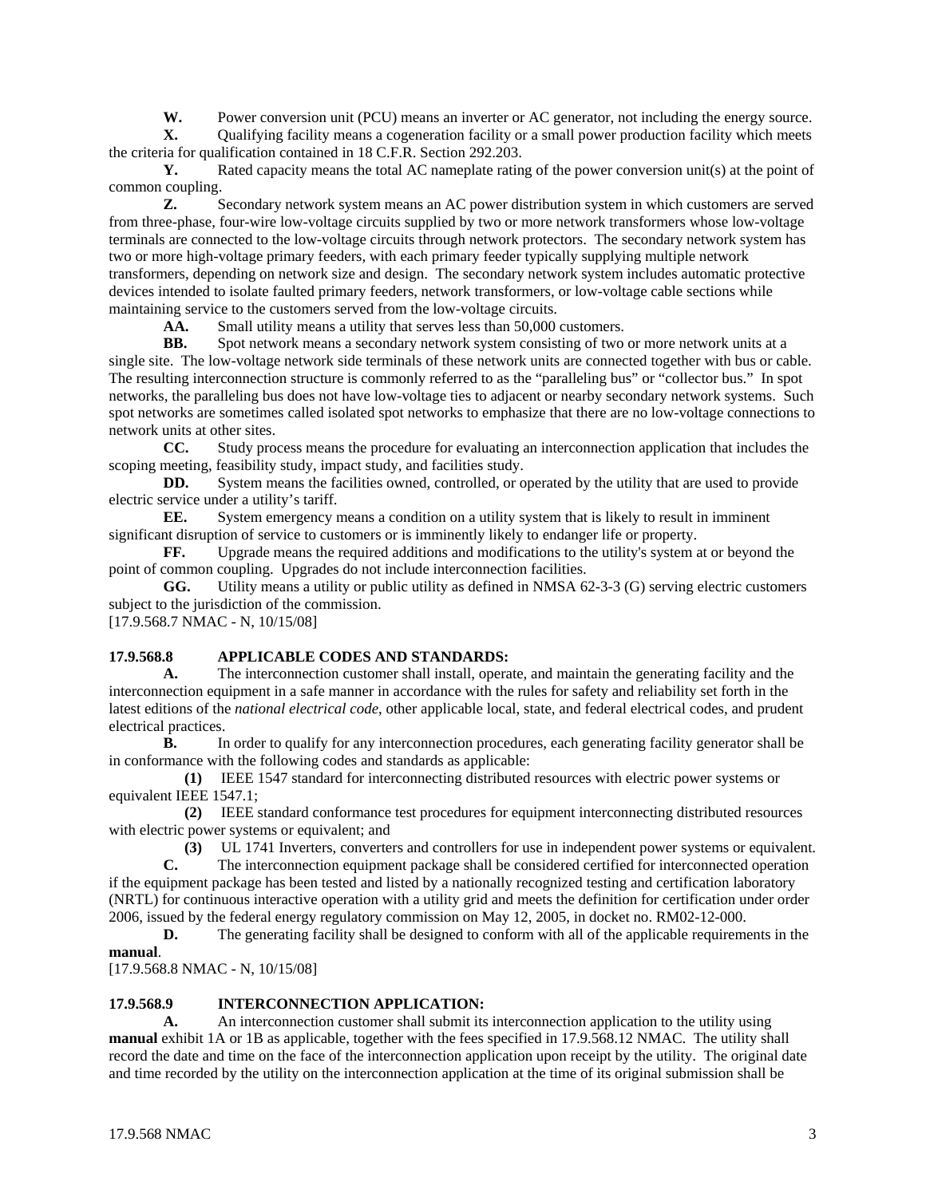**W.** Power conversion unit (PCU) means an inverter or AC generator, not including the energy source.

**X.** Qualifying facility means a cogeneration facility or a small power production facility which meets the criteria for qualification contained in 18 C.F.R. Section 292.203.

**Y.** Rated capacity means the total AC nameplate rating of the power conversion unit(s) at the point of common coupling.

**Z.** Secondary network system means an AC power distribution system in which customers are served from three-phase, four-wire low-voltage circuits supplied by two or more network transformers whose low-voltage terminals are connected to the low-voltage circuits through network protectors. The secondary network system has two or more high-voltage primary feeders, with each primary feeder typically supplying multiple network transformers, depending on network size and design. The secondary network system includes automatic protective devices intended to isolate faulted primary feeders, network transformers, or low-voltage cable sections while maintaining service to the customers served from the low-voltage circuits.

**AA.** Small utility means a utility that serves less than 50,000 customers.

**BB.** Spot network means a secondary network system consisting of two or more network units at a single site. The low-voltage network side terminals of these network units are connected together with bus or cable. The resulting interconnection structure is commonly referred to as the "paralleling bus" or "collector bus." In spot networks, the paralleling bus does not have low-voltage ties to adjacent or nearby secondary network systems. Such spot networks are sometimes called isolated spot networks to emphasize that there are no low-voltage connections to network units at other sites.

**CC.** Study process means the procedure for evaluating an interconnection application that includes the scoping meeting, feasibility study, impact study, and facilities study.

**DD.** System means the facilities owned, controlled, or operated by the utility that are used to provide electric service under a utility's tariff.

**EE.** System emergency means a condition on a utility system that is likely to result in imminent significant disruption of service to customers or is imminently likely to endanger life or property.

**FF.** Upgrade means the required additions and modifications to the utility's system at or beyond the point of common coupling. Upgrades do not include interconnection facilities.

**GG.** Utility means a utility or public utility as defined in NMSA 62-3-3 (G) serving electric customers subject to the jurisdiction of the commission.

[17.9.568.7 NMAC - N, 10/15/08]

**17.9.568.8 APPLICABLE CODES AND STANDARDS:**

**A.** The interconnection customer shall install, operate, and maintain the generating facility and the interconnection equipment in a safe manner in accordance with the rules for safety and reliability set forth in the latest editions of the *national electrical code*, other applicable local, state, and federal electrical codes, and prudent electrical practices.

**B.** In order to qualify for any interconnection procedures, each generating facility generator shall be in conformance with the following codes and standards as applicable:

**(1)** IEEE 1547 standard for interconnecting distributed resources with electric power systems or equivalent IEEE 1547.1;

**(2)** IEEE standard conformance test procedures for equipment interconnecting distributed resources with electric power systems or equivalent; and

**(3)** UL 1741 Inverters, converters and controllers for use in independent power systems or equivalent.

**C.** The interconnection equipment package shall be considered certified for interconnected operation if the equipment package has been tested and listed by a nationally recognized testing and certification laboratory (NRTL) for continuous interactive operation with a utility grid and meets the definition for certification under order 2006, issued by the federal energy regulatory commission on May 12, 2005, in docket no. RM02-12-000.

**D.** The generating facility shall be designed to conform with all of the applicable requirements in the **manual**.

[17.9.568.8 NMAC - N, 10/15/08]

**17.9.568.9 INTERCONNECTION APPLICATION:**

**A.** An interconnection customer shall submit its interconnection application to the utility using **manual** exhibit 1A or 1B as applicable, together with the fees specified in 17.9.568.12 NMAC. The utility shall record the date and time on the face of the interconnection application upon receipt by the utility. The original date and time recorded by the utility on the interconnection application at the time of its original submission shall be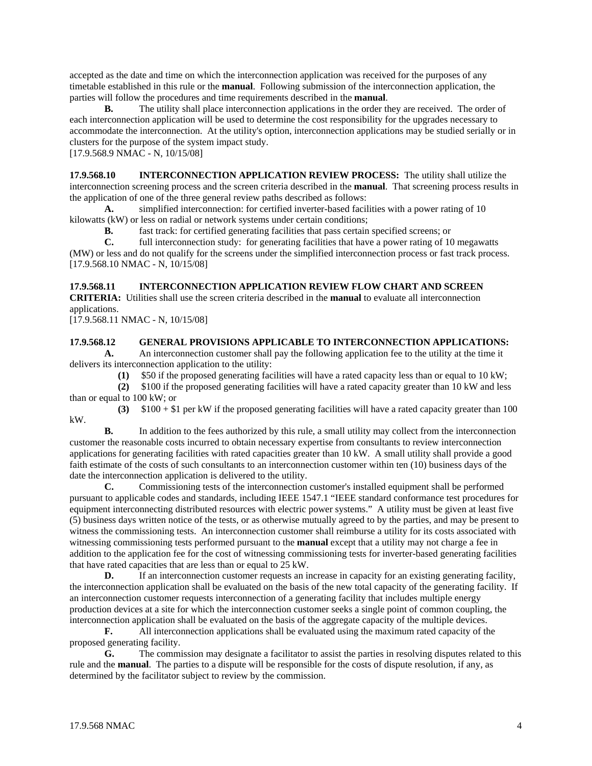accepted as the date and time on which the interconnection application was received for the purposes of any timetable established in this rule or the **manual**. Following submission of the interconnection application, the parties will follow the procedures and time requirements described in the **manual**.

**B.** The utility shall place interconnection applications in the order they are received. The order of each interconnection application will be used to determine the cost responsibility for the upgrades necessary to accommodate the interconnection. At the utility's option, interconnection applications may be studied serially or in clusters for the purpose of the system impact study.

[17.9.568.9 NMAC - N, 10/15/08]

**17.9.568.10 INTERCONNECTION APPLICATION REVIEW PROCESS:** The utility shall utilize the interconnection screening process and the screen criteria described in the **manual**. That screening process results in the application of one of the three general review paths described as follows:

**A.** simplified interconnection: for certified inverter-based facilities with a power rating of 10 kilowatts (kW) or less on radial or network systems under certain conditions;

**B.** fast track: for certified generating facilities that pass certain specified screens; or

**C.** full interconnection study: for generating facilities that have a power rating of 10 megawatts (MW) or less and do not qualify for the screens under the simplified interconnection process or fast track process.

[17.9.568.10 NMAC - N, 10/15/08]

**17.9.568.11 INTERCONNECTION APPLICATION REVIEW FLOW CHART AND SCREEN CRITERIA:** Utilities shall use the screen criteria described in the **manual** to evaluate all interconnection applications.

[17.9.568.11 NMAC - N, 10/15/08]

**17.9.568.12 GENERAL PROVISIONS APPLICABLE TO INTERCONNECTION APPLICATIONS:**

**A.** An interconnection customer shall pay the following application fee to the utility at the time it delivers its interconnection application to the utility:

**(1)** $50 if the proposed generating facilities will have a rated capacity less than or equal to 10 kW;

**(2)** $100 if the proposed generating facilities will have a rated capacity greater than 10 kW and less than or equal to 100 kW; or

**(3)** $100 + $1 per kW if the proposed generating facilities will have a rated capacity greater than 100 kW.

**B.** In addition to the fees authorized by this rule, a small utility may collect from the interconnection customer the reasonable costs incurred to obtain necessary expertise from consultants to review interconnection applications for generating facilities with rated capacities greater than 10 kW. A small utility shall provide a good faith estimate of the costs of such consultants to an interconnection customer within ten (10) business days of the date the interconnection application is delivered to the utility.

**C.** Commissioning tests of the interconnection customer's installed equipment shall be performed pursuant to applicable codes and standards, including IEEE 1547.1 "IEEE standard conformance test procedures for equipment interconnecting distributed resources with electric power systems." A utility must be given at least five (5) business days written notice of the tests, or as otherwise mutually agreed to by the parties, and may be present to witness the commissioning tests. An interconnection customer shall reimburse a utility for its costs associated with witnessing commissioning tests performed pursuant to the **manual** except that a utility may not charge a fee in addition to the application fee for the cost of witnessing commissioning tests for inverter-based generating facilities that have rated capacities that are less than or equal to 25 kW.

**D.** If an interconnection customer requests an increase in capacity for an existing generating facility, the interconnection application shall be evaluated on the basis of the new total capacity of the generating facility. If an interconnection customer requests interconnection of a generating facility that includes multiple energy production devices at a site for which the interconnection customer seeks a single point of common coupling, the interconnection application shall be evaluated on the basis of the aggregate capacity of the multiple devices.

**F.** All interconnection applications shall be evaluated using the maximum rated capacity of the proposed generating facility.

**G.** The commission may designate a facilitator to assist the parties in resolving disputes related to this rule and the **manual**. The parties to a dispute will be responsible for the costs of dispute resolution, if any, as determined by the facilitator subject to review by the commission.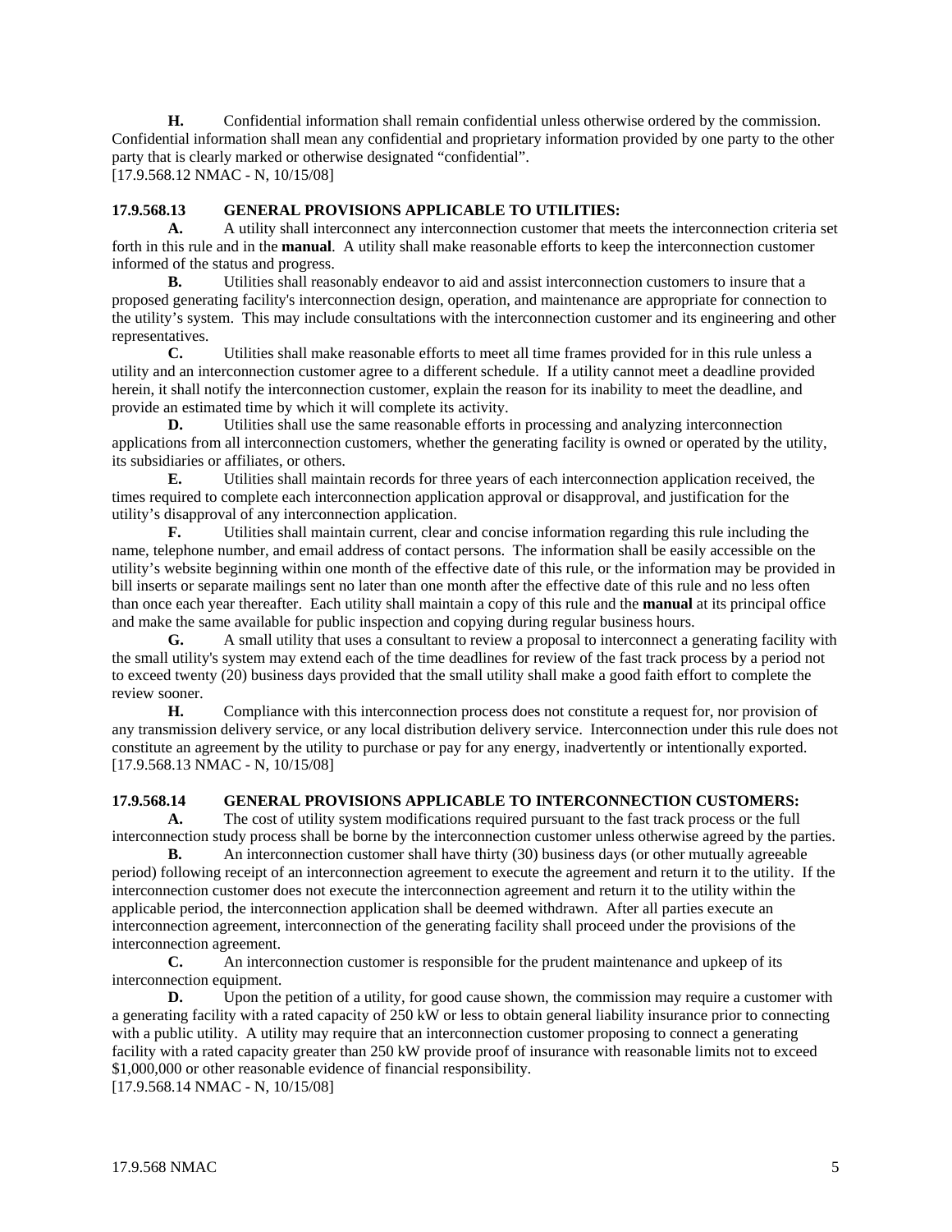**H.** Confidential information shall remain confidential unless otherwise ordered by the commission. Confidential information shall mean any confidential and proprietary information provided by one party to the other party that is clearly marked or otherwise designated "confidential".
[17.9.568.12 NMAC - N, 10/15/08]

**17.9.568.13 GENERAL PROVISIONS APPLICABLE TO UTILITIES:**

**A.** A utility shall interconnect any interconnection customer that meets the interconnection criteria set forth in this rule and in the **manual**. A utility shall make reasonable efforts to keep the interconnection customer informed of the status and progress.

**B.** Utilities shall reasonably endeavor to aid and assist interconnection customers to insure that a proposed generating facility's interconnection design, operation, and maintenance are appropriate for connection to the utility's system. This may include consultations with the interconnection customer and its engineering and other representatives.

**C.** Utilities shall make reasonable efforts to meet all time frames provided for in this rule unless a utility and an interconnection customer agree to a different schedule. If a utility cannot meet a deadline provided herein, it shall notify the interconnection customer, explain the reason for its inability to meet the deadline, and provide an estimated time by which it will complete its activity.

**D.** Utilities shall use the same reasonable efforts in processing and analyzing interconnection applications from all interconnection customers, whether the generating facility is owned or operated by the utility, its subsidiaries or affiliates, or others.

**E.** Utilities shall maintain records for three years of each interconnection application received, the times required to complete each interconnection application approval or disapproval, and justification for the utility's disapproval of any interconnection application.

**F.** Utilities shall maintain current, clear and concise information regarding this rule including the name, telephone number, and email address of contact persons. The information shall be easily accessible on the utility's website beginning within one month of the effective date of this rule, or the information may be provided in bill inserts or separate mailings sent no later than one month after the effective date of this rule and no less often than once each year thereafter. Each utility shall maintain a copy of this rule and the **manual** at its principal office and make the same available for public inspection and copying during regular business hours.

**G.** A small utility that uses a consultant to review a proposal to interconnect a generating facility with the small utility's system may extend each of the time deadlines for review of the fast track process by a period not to exceed twenty (20) business days provided that the small utility shall make a good faith effort to complete the review sooner.

**H.** Compliance with this interconnection process does not constitute a request for, nor provision of any transmission delivery service, or any local distribution delivery service. Interconnection under this rule does not constitute an agreement by the utility to purchase or pay for any energy, inadvertently or intentionally exported.
[17.9.568.13 NMAC - N, 10/15/08]

**17.9.568.14 GENERAL PROVISIONS APPLICABLE TO INTERCONNECTION CUSTOMERS:**

**A.** The cost of utility system modifications required pursuant to the fast track process or the full interconnection study process shall be borne by the interconnection customer unless otherwise agreed by the parties.

**B.** An interconnection customer shall have thirty (30) business days (or other mutually agreeable period) following receipt of an interconnection agreement to execute the agreement and return it to the utility. If the interconnection customer does not execute the interconnection agreement and return it to the utility within the applicable period, the interconnection application shall be deemed withdrawn. After all parties execute an interconnection agreement, interconnection of the generating facility shall proceed under the provisions of the interconnection agreement.

**C.** An interconnection customer is responsible for the prudent maintenance and upkeep of its interconnection equipment.

**D.** Upon the petition of a utility, for good cause shown, the commission may require a customer with a generating facility with a rated capacity of 250 kW or less to obtain general liability insurance prior to connecting with a public utility. A utility may require that an interconnection customer proposing to connect a generating facility with a rated capacity greater than 250 kW provide proof of insurance with reasonable limits not to exceed $1,000,000 or other reasonable evidence of financial responsibility.
[17.9.568.14 NMAC - N, 10/15/08]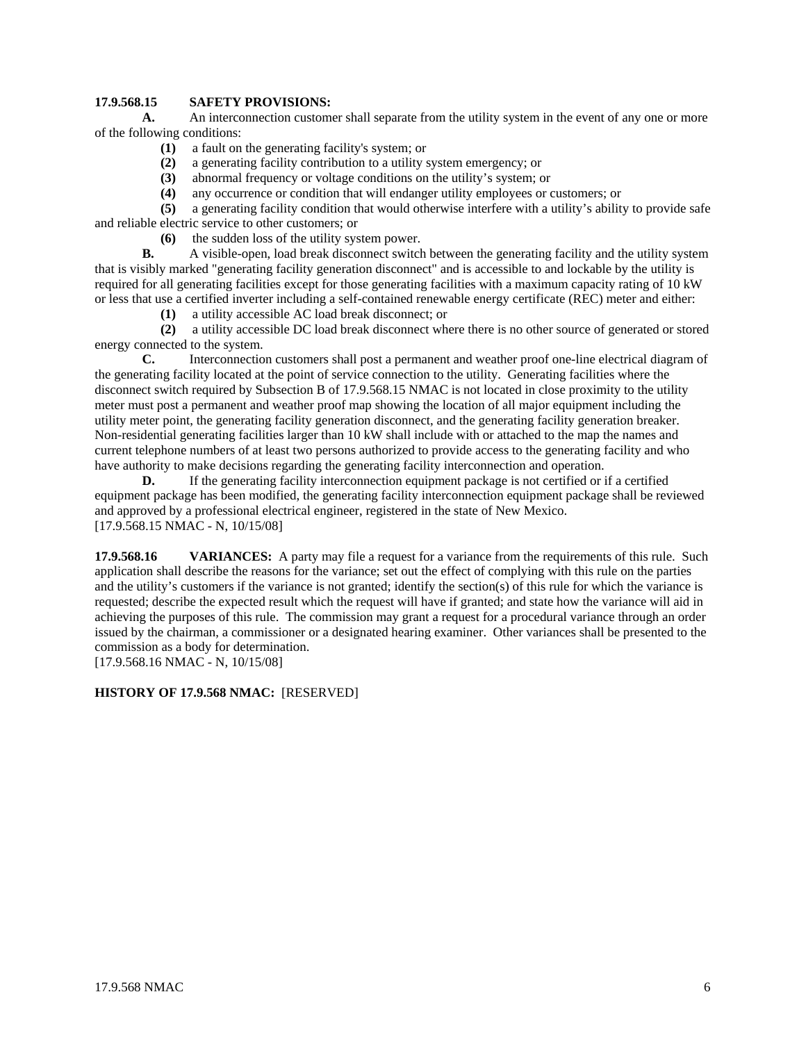**17.9.568.15 SAFETY PROVISIONS:**

**A.** An interconnection customer shall separate from the utility system in the event of any one or more of the following conditions:

**(1)** a fault on the generating facility's system; or

**(2)** a generating facility contribution to a utility system emergency; or

**(3)** abnormal frequency or voltage conditions on the utility's system; or

**(4)** any occurrence or condition that will endanger utility employees or customers; or

**(5)** a generating facility condition that would otherwise interfere with a utility's ability to provide safe and reliable electric service to other customers; or

**(6)** the sudden loss of the utility system power.

**B.** A visible-open, load break disconnect switch between the generating facility and the utility system that is visibly marked "generating facility generation disconnect" and is accessible to and lockable by the utility is required for all generating facilities except for those generating facilities with a maximum capacity rating of 10 kW or less that use a certified inverter including a self-contained renewable energy certificate (REC) meter and either:

**(1)** a utility accessible AC load break disconnect; or

**(2)** a utility accessible DC load break disconnect where there is no other source of generated or stored energy connected to the system.

**C.** Interconnection customers shall post a permanent and weather proof one-line electrical diagram of the generating facility located at the point of service connection to the utility. Generating facilities where the disconnect switch required by Subsection B of 17.9.568.15 NMAC is not located in close proximity to the utility meter must post a permanent and weather proof map showing the location of all major equipment including the utility meter point, the generating facility generation disconnect, and the generating facility generation breaker. Non-residential generating facilities larger than 10 kW shall include with or attached to the map the names and current telephone numbers of at least two persons authorized to provide access to the generating facility and who have authority to make decisions regarding the generating facility interconnection and operation.

**D.** If the generating facility interconnection equipment package is not certified or if a certified equipment package has been modified, the generating facility interconnection equipment package shall be reviewed and approved by a professional electrical engineer, registered in the state of New Mexico.

[17.9.568.15 NMAC - N, 10/15/08]

**17.9.568.16 VARIANCES:** A party may file a request for a variance from the requirements of this rule. Such application shall describe the reasons for the variance; set out the effect of complying with this rule on the parties and the utility's customers if the variance is not granted; identify the section(s) of this rule for which the variance is requested; describe the expected result which the request will have if granted; and state how the variance will aid in achieving the purposes of this rule. The commission may grant a request for a procedural variance through an order issued by the chairman, a commissioner or a designated hearing examiner. Other variances shall be presented to the commission as a body for determination.

[17.9.568.16 NMAC - N, 10/15/08]

**HISTORY OF 17.9.568 NMAC:** [RESERVED]